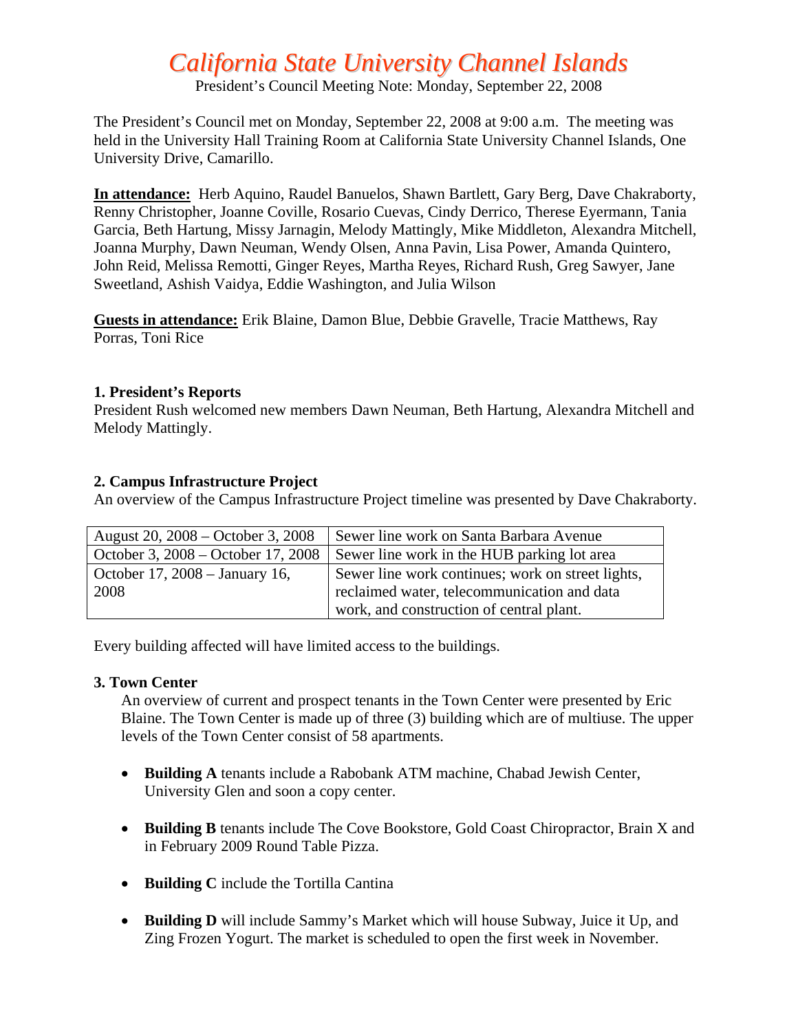# *California State University Channel Islands*

President's Council Meeting Note: Monday, September 22, 2008

The President's Council met on Monday, September 22, 2008 at 9:00 a.m. The meeting was held in the University Hall Training Room at California State University Channel Islands, One University Drive, Camarillo.

**In attendance:** Herb Aquino, Raudel Banuelos, Shawn Bartlett, Gary Berg, Dave Chakraborty, Renny Christopher, Joanne Coville, Rosario Cuevas, Cindy Derrico, Therese Eyermann, Tania Garcia, Beth Hartung, Missy Jarnagin, Melody Mattingly, Mike Middleton, Alexandra Mitchell, Joanna Murphy, Dawn Neuman, Wendy Olsen, Anna Pavin, Lisa Power, Amanda Quintero, John Reid, Melissa Remotti, Ginger Reyes, Martha Reyes, Richard Rush, Greg Sawyer, Jane Sweetland, Ashish Vaidya, Eddie Washington, and Julia Wilson

**Guests in attendance:** Erik Blaine, Damon Blue, Debbie Gravelle, Tracie Matthews, Ray Porras, Toni Rice

### 1. President's Reports

President Rush welcomed new members Dawn Neuman, Beth Hartung, Alexandra Mitchell and Melody Mattingly.

### 2. Campus Infrastructure Project

An overview of the Campus Infrastructure Project timeline was presented by Dave Chakraborty.

| | |
|---|---|
| August 20, 2008 – October 3, 2008 | Sewer line work on Santa Barbara Avenue |
| October 3, 2008 – October 17, 2008 | Sewer line work in the HUB parking lot area |
| October 17, 2008 – January 16, 2008 | Sewer line work continues; work on street lights, reclaimed water, telecommunication and data work, and construction of central plant. |

Every building affected will have limited access to the buildings.

### 3. Town Center

An overview of current and prospect tenants in the Town Center were presented by Eric Blaine. The Town Center is made up of three (3) building which are of multiuse. The upper levels of the Town Center consist of 58 apartments.

- **Building A** tenants include a Rabobank ATM machine, Chabad Jewish Center, University Glen and soon a copy center.
- **Building B** tenants include The Cove Bookstore, Gold Coast Chiropractor, Brain X and in February 2009 Round Table Pizza.
- **Building C** include the Tortilla Cantina
- **Building D** will include Sammy's Market which will house Subway, Juice it Up, and Zing Frozen Yogurt. The market is scheduled to open the first week in November.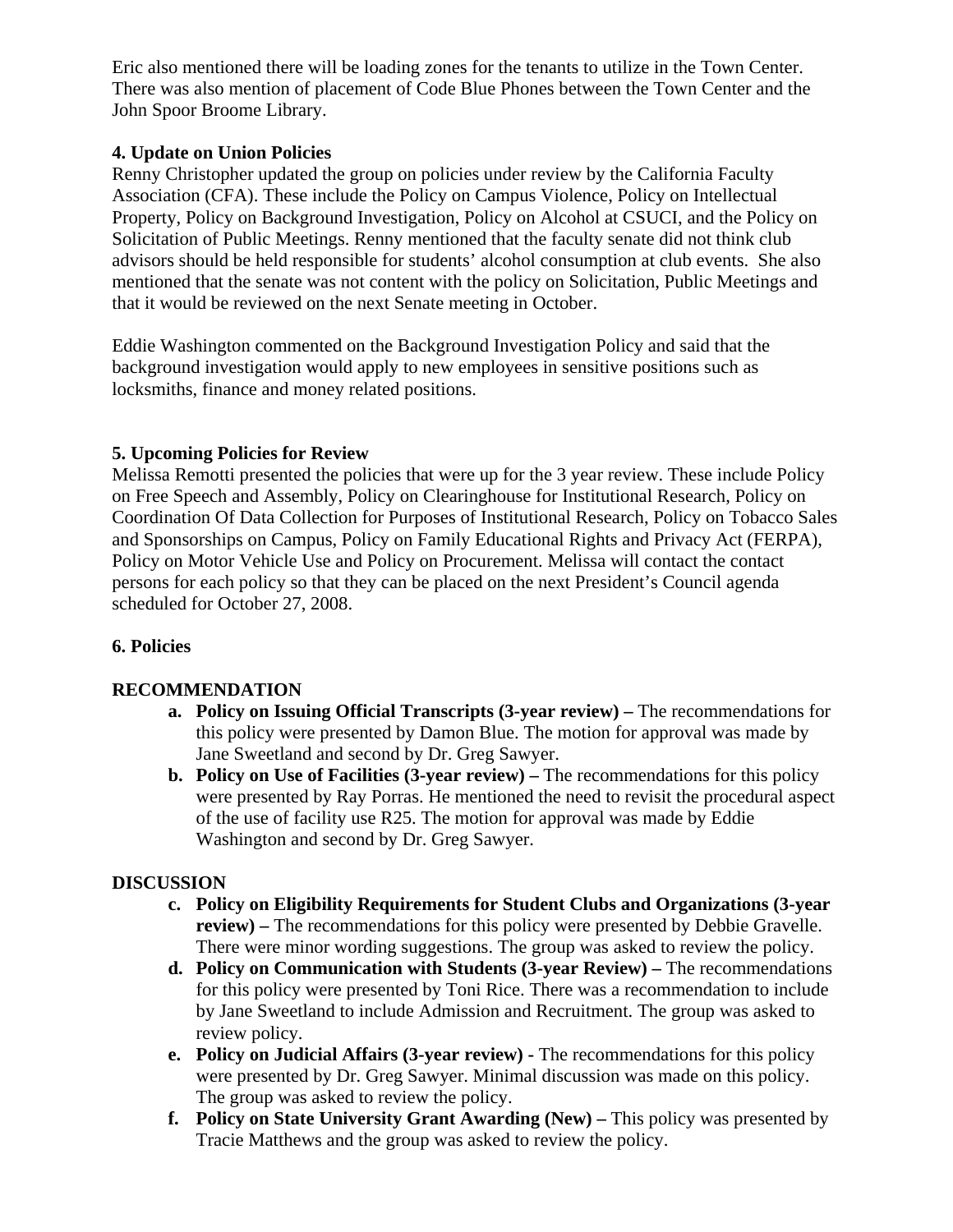Eric also mentioned there will be loading zones for the tenants to utilize in the Town Center. There was also mention of placement of Code Blue Phones between the Town Center and the John Spoor Broome Library.

**4. Update on Union Policies**

Renny Christopher updated the group on policies under review by the California Faculty Association (CFA). These include the Policy on Campus Violence, Policy on Intellectual Property, Policy on Background Investigation, Policy on Alcohol at CSUCI, and the Policy on Solicitation of Public Meetings. Renny mentioned that the faculty senate did not think club advisors should be held responsible for students' alcohol consumption at club events. She also mentioned that the senate was not content with the policy on Solicitation, Public Meetings and that it would be reviewed on the next Senate meeting in October.

Eddie Washington commented on the Background Investigation Policy and said that the background investigation would apply to new employees in sensitive positions such as locksmiths, finance and money related positions.

**5. Upcoming Policies for Review**

Melissa Remotti presented the policies that were up for the 3 year review. These include Policy on Free Speech and Assembly, Policy on Clearinghouse for Institutional Research, Policy on Coordination Of Data Collection for Purposes of Institutional Research, Policy on Tobacco Sales and Sponsorships on Campus, Policy on Family Educational Rights and Privacy Act (FERPA), Policy on Motor Vehicle Use and Policy on Procurement. Melissa will contact the contact persons for each policy so that they can be placed on the next President's Council agenda scheduled for October 27, 2008.

**6. Policies**

**RECOMMENDATION**

a. **Policy on Issuing Official Transcripts (3-year review) –** The recommendations for this policy were presented by Damon Blue. The motion for approval was made by Jane Sweetland and second by Dr. Greg Sawyer.
b. **Policy on Use of Facilities (3-year review) –** The recommendations for this policy were presented by Ray Porras. He mentioned the need to revisit the procedural aspect of the use of facility use R25. The motion for approval was made by Eddie Washington and second by Dr. Greg Sawyer.

**DISCUSSION**

c. **Policy on Eligibility Requirements for Student Clubs and Organizations (3-year review) –** The recommendations for this policy were presented by Debbie Gravelle. There were minor wording suggestions. The group was asked to review the policy.
d. **Policy on Communication with Students (3-year Review) –** The recommendations for this policy were presented by Toni Rice. There was a recommendation to include by Jane Sweetland to include Admission and Recruitment. The group was asked to review policy.
e. **Policy on Judicial Affairs (3-year review) -** The recommendations for this policy were presented by Dr. Greg Sawyer. Minimal discussion was made on this policy. The group was asked to review the policy.
f. **Policy on State University Grant Awarding (New) –** This policy was presented by Tracie Matthews and the group was asked to review the policy.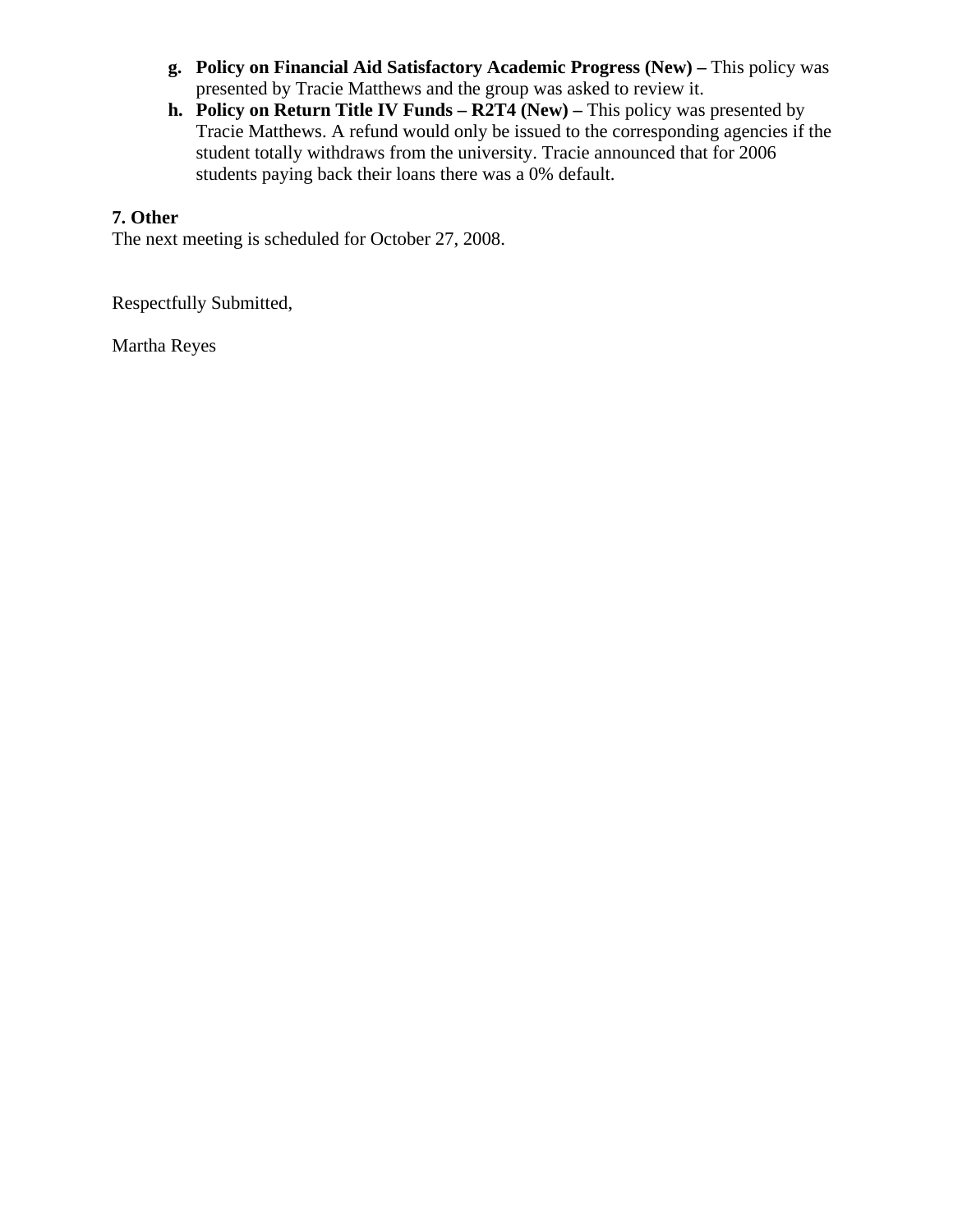g. **Policy on Financial Aid Satisfactory Academic Progress (New) –** This policy was presented by Tracie Matthews and the group was asked to review it.
h. **Policy on Return Title IV Funds – R2T4 (New) –** This policy was presented by Tracie Matthews. A refund would only be issued to the corresponding agencies if the student totally withdraws from the university. Tracie announced that for 2006 students paying back their loans there was a 0% default.

**7. Other**

The next meeting is scheduled for October 27, 2008.

Respectfully Submitted,

Martha Reyes